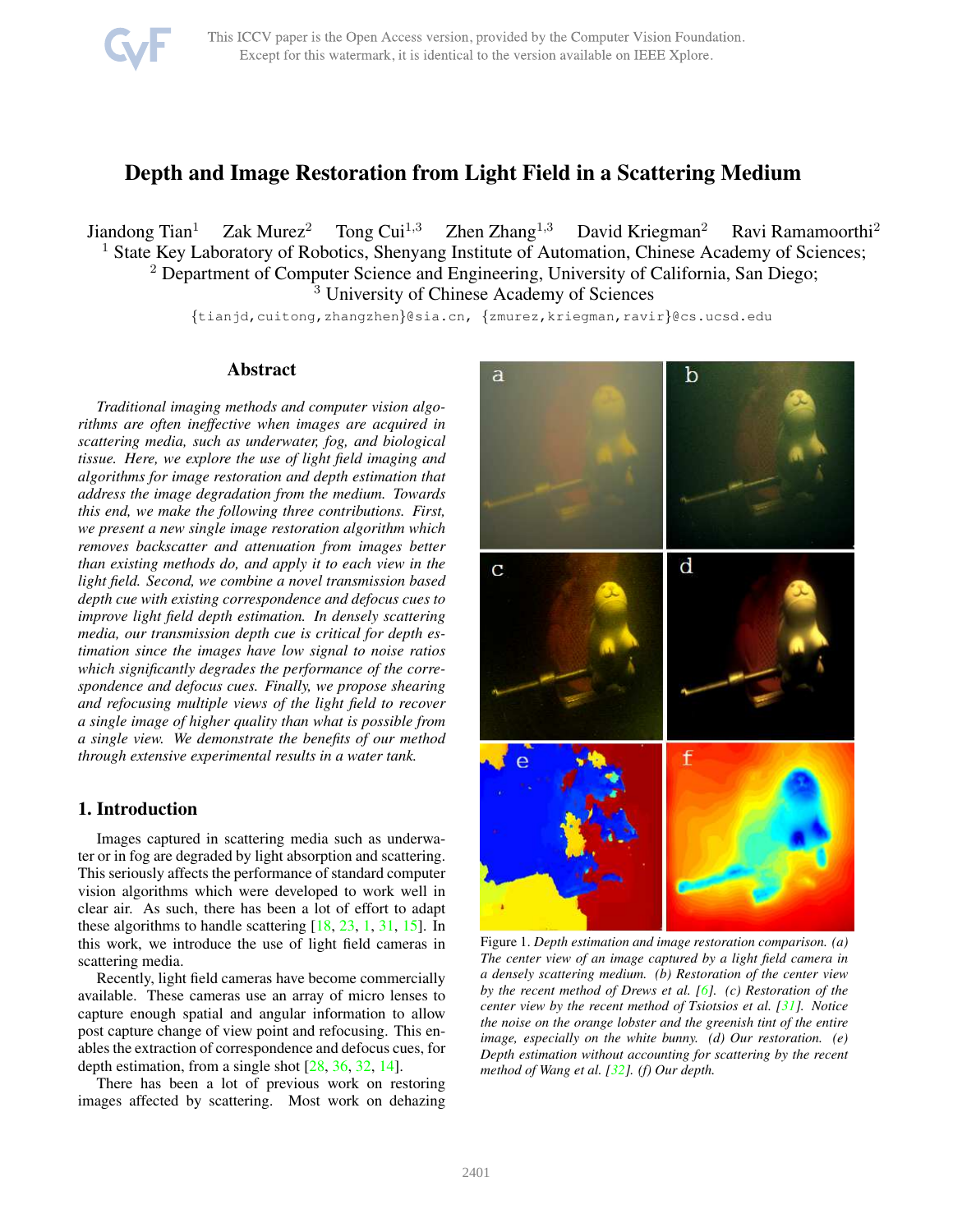# Depth and Image Restoration from Light Field in a Scattering Medium

Jiandong Tian[1] Zak Murez[2] Tong Cui[1,3] Zhen Zhang[1,3] David Kriegman[2] Ravi Ramamoorthi[2]

[1] State Key Laboratory of Robotics, Shenyang Institute of Automation, Chinese Academy of Sciences;
[2] Department of Computer Science and Engineering, University of California, San Diego;
[3] University of Chinese Academy of Sciences

{tianjd,cuitong,zhangzhen}@sia.cn, {zmurez,kriegman,ravir}@cs.ucsd.edu

## Abstract

*Traditional imaging methods and computer vision algorithms are often ineffective when images are acquired in scattering media, such as underwater, fog, and biological tissue. Here, we explore the use of light field imaging and algorithms for image restoration and depth estimation that address the image degradation from the medium. Towards this end, we make the following three contributions. First, we present a new single image restoration algorithm which removes backscatter and attenuation from images better than existing methods do, and apply it to each view in the light field. Second, we combine a novel transmission based depth cue with existing correspondence and defocus cues to improve light field depth estimation. In densely scattering media, our transmission depth cue is critical for depth estimation since the images have low signal to noise ratios which significantly degrades the performance of the correspondence and defocus cues. Finally, we propose shearing and refocusing multiple views of the light field to recover a single image of higher quality than what is possible from a single view. We demonstrate the benefits of our method through extensive experimental results in a water tank.*

Figure 1. *Depth estimation and image restoration comparison. (a) The center view of an image captured by a light field camera in a densely scattering medium. (b) Restoration of the center view by the recent method of Drews et al. [6]. (c) Restoration of the center view by the recent method of Tsiotsios et al. [31]. Notice the noise on the orange lobster and the greenish tint of the entire image, especially on the white bunny. (d) Our restoration. (e) Depth estimation without accounting for scattering by the recent method of Wang et al. [32]. (f) Our depth.*

## 1. Introduction

Images captured in scattering media such as underwater or in fog are degraded by light absorption and scattering. This seriously affects the performance of standard computer vision algorithms which were developed to work well in clear air. As such, there has been a lot of effort to adapt these algorithms to handle scattering [18, 23, 1, 31, 15]. In this work, we introduce the use of light field cameras in scattering media.

Recently, light field cameras have become commercially available. These cameras use an array of micro lenses to capture enough spatial and angular information to allow post capture change of view point and refocusing. This enables the extraction of correspondence and defocus cues, for depth estimation, from a single shot [28, 36, 32, 14].

There has been a lot of previous work on restoring images affected by scattering. Most work on dehazing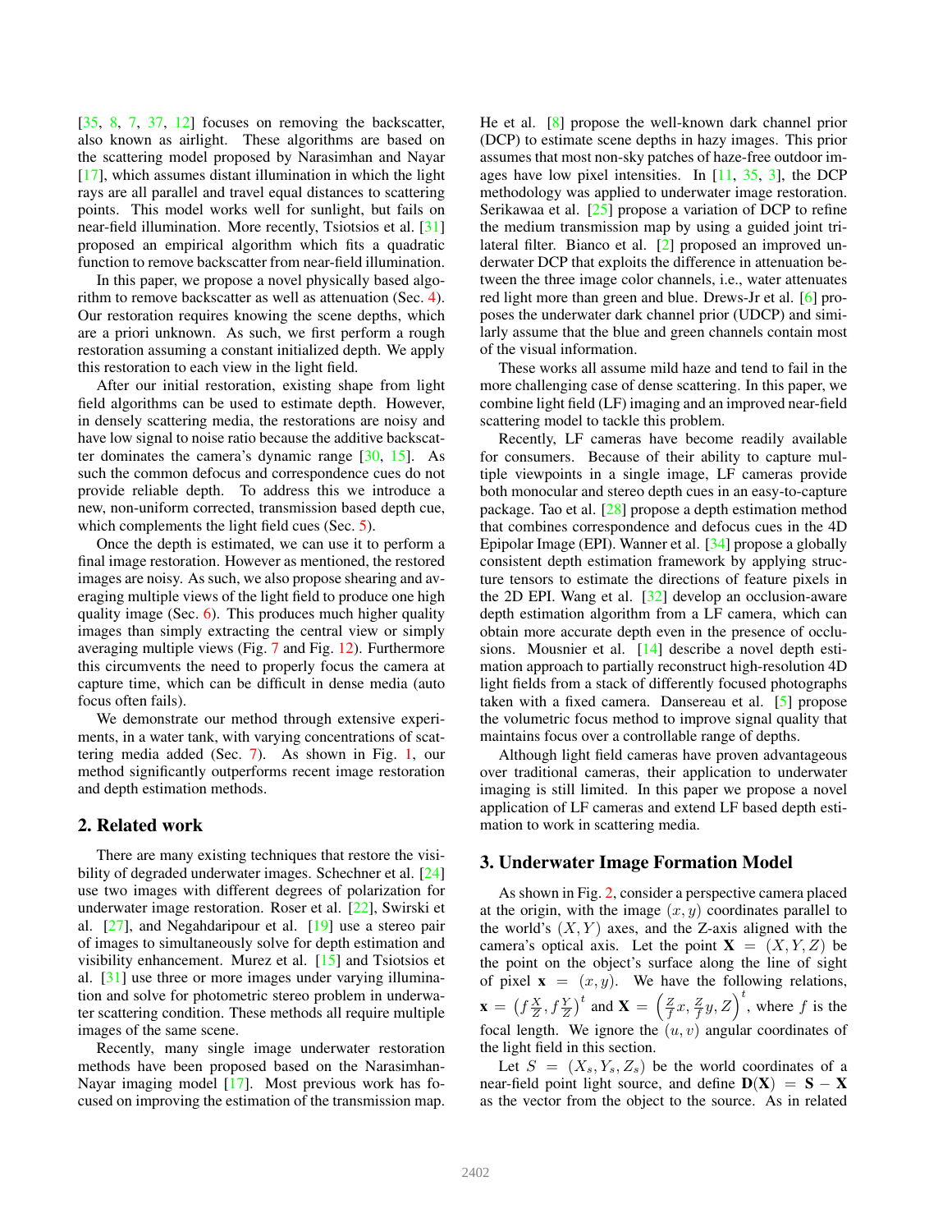[35, 8, 7, 37, 12] focuses on removing the backscatter, also known as airlight. These algorithms are based on the scattering model proposed by Narasimhan and Nayar [17], which assumes distant illumination in which the light rays are all parallel and travel equal distances to scattering points. This model works well for sunlight, but fails on near-field illumination. More recently, Tsiotsios et al. [31] proposed an empirical algorithm which fits a quadratic function to remove backscatter from near-field illumination.

In this paper, we propose a novel physically based algorithm to remove backscatter as well as attenuation (Sec. 4). Our restoration requires knowing the scene depths, which are a priori unknown. As such, we first perform a rough restoration assuming a constant initialized depth. We apply this restoration to each view in the light field.

After our initial restoration, existing shape from light field algorithms can be used to estimate depth. However, in densely scattering media, the restorations are noisy and have low signal to noise ratio because the additive backscatter dominates the camera's dynamic range [30, 15]. As such the common defocus and correspondence cues do not provide reliable depth. To address this we introduce a new, non-uniform corrected, transmission based depth cue, which complements the light field cues (Sec. 5).

Once the depth is estimated, we can use it to perform a final image restoration. However as mentioned, the restored images are noisy. As such, we also propose shearing and averaging multiple views of the light field to produce one high quality image (Sec. 6). This produces much higher quality images than simply extracting the central view or simply averaging multiple views (Fig. 7 and Fig. 12). Furthermore this circumvents the need to properly focus the camera at capture time, which can be difficult in dense media (auto focus often fails).

We demonstrate our method through extensive experiments, in a water tank, with varying concentrations of scattering media added (Sec. 7). As shown in Fig. 1, our method significantly outperforms recent image restoration and depth estimation methods.

## 2. Related work

There are many existing techniques that restore the visibility of degraded underwater images. Schechner et al. [24] use two images with different degrees of polarization for underwater image restoration. Roser et al. [22], Swirski et al. [27], and Negahdaripour et al. [19] use a stereo pair of images to simultaneously solve for depth estimation and visibility enhancement. Murez et al. [15] and Tsiotsios et al. [31] use three or more images under varying illumination and solve for photometric stereo problem in underwater scattering condition. These methods all require multiple images of the same scene.

Recently, many single image underwater restoration methods have been proposed based on the Narasimhan-Nayar imaging model [17]. Most previous work has focused on improving the estimation of the transmission map. He et al. [8] propose the well-known dark channel prior (DCP) to estimate scene depths in hazy images. This prior assumes that most non-sky patches of haze-free outdoor images have low pixel intensities. In [11, 35, 3], the DCP methodology was applied to underwater image restoration. Serikawaa et al. [25] propose a variation of DCP to refine the medium transmission map by using a guided joint trilateral filter. Bianco et al. [2] proposed an improved underwater DCP that exploits the difference in attenuation between the three image color channels, i.e., water attenuates red light more than green and blue. Drews-Jr et al. [6] proposes the underwater dark channel prior (UDCP) and similarly assume that the blue and green channels contain most of the visual information.

These works all assume mild haze and tend to fail in the more challenging case of dense scattering. In this paper, we combine light field (LF) imaging and an improved near-field scattering model to tackle this problem.

Recently, LF cameras have become readily available for consumers. Because of their ability to capture multiple viewpoints in a single image, LF cameras provide both monocular and stereo depth cues in an easy-to-capture package. Tao et al. [28] propose a depth estimation method that combines correspondence and defocus cues in the 4D Epipolar Image (EPI). Wanner et al. [34] propose a globally consistent depth estimation framework by applying structure tensors to estimate the directions of feature pixels in the 2D EPI. Wang et al. [32] develop an occlusion-aware depth estimation algorithm from a LF camera, which can obtain more accurate depth even in the presence of occlusions. Mousnier et al. [14] describe a novel depth estimation approach to partially reconstruct high-resolution 4D light fields from a stack of differently focused photographs taken with a fixed camera. Dansereau et al. [5] propose the volumetric focus method to improve signal quality that maintains focus over a controllable range of depths.

Although light field cameras have proven advantageous over traditional cameras, their application to underwater imaging is still limited. In this paper we propose a novel application of LF cameras and extend LF based depth estimation to work in scattering media.

## 3. Underwater Image Formation Model

As shown in Fig. 2, consider a perspective camera placed at the origin, with the image $(x, y)$ coordinates parallel to the world's $(X, Y)$ axes, and the Z-axis aligned with the camera's optical axis. Let the point $\mathbf{X} = (X, Y, Z)$ be the point on the object's surface along the line of sight of pixel $\mathbf{x} = (x, y)$. We have the following relations, $\mathbf{x} = \left(f\frac{X}{Z}, f\frac{Y}{Z}\right)^t$ and $\mathbf{X} = \left(\frac{Z}{f}x, \frac{Z}{f}y, Z\right)^t$, where $f$ is the focal length. We ignore the $(u, v)$ angular coordinates of the light field in this section.

Let $S = (X_s, Y_s, Z_s)$ be the world coordinates of a near-field point light source, and define $\mathbf{D}(\mathbf{X}) = \mathbf{S} - \mathbf{X}$ as the vector from the object to the source. As in related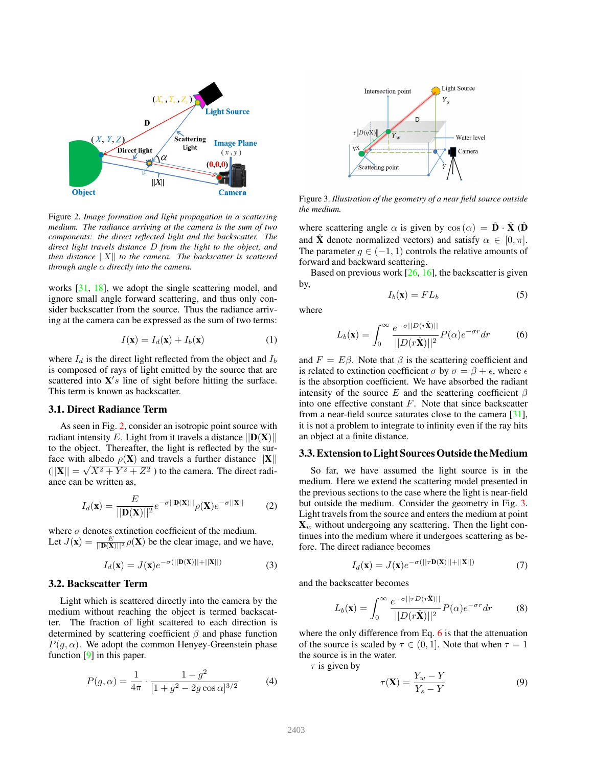Figure 2. *Image formation and light propagation in a scattering medium. The radiance arriving at the camera is the sum of two components: the direct reflected light and the backscatter. The direct light travels distance $D$ from the light to the object, and then distance $\|X\|$ to the camera. The backscatter is scattered through angle $\alpha$ directly into the camera.*

works [31, 18], we adopt the single scattering model, and ignore small angle forward scattering, and thus only consider backscatter from the source. Thus the radiance arriving at the camera can be expressed as the sum of two terms:

$$I(\mathbf{x}) = I_d(\mathbf{x}) + I_b(\mathbf{x}) \tag{1}$$

where $I_d$ is the direct light reflected from the object and $I_b$ is composed of rays of light emitted by the source that are scattered into $\mathbf{X}'s$ line of sight before hitting the surface. This term is known as backscatter.

### 3.1. Direct Radiance Term

As seen in Fig. 2, consider an isotropic point source with radiant intensity $E$. Light from it travels a distance $||\mathbf{D}(\mathbf{X})||$ to the object. Thereafter, the light is reflected by the surface with albedo $\rho(\mathbf{X})$ and travels a further distance $||\mathbf{X}||$ ($||\mathbf{X}|| = \sqrt{X^2 + Y^2 + Z^2}$ ) to the camera. The direct radiance can be written as,

$$I_d(\mathbf{x}) = \frac{E}{||\mathbf{D}(\mathbf{X})||^2} e^{-\sigma||\mathbf{D}(\mathbf{X})||} \rho(\mathbf{X}) e^{-\sigma||\mathbf{X}||} \tag{2}$$

where $\sigma$ denotes extinction coefficient of the medium.
Let $J(\mathbf{x}) = \frac{E}{||\mathbf{D}(\mathbf{X})||^2}\rho(\mathbf{X})$ be the clear image, and we have,

$$I_d(\mathbf{x}) = J(\mathbf{x}) e^{-\sigma(||\mathbf{D}(\mathbf{X})|| + ||\mathbf{X}||)} \tag{3}$$

### 3.2. Backscatter Term

Light which is scattered directly into the camera by the medium without reaching the object is termed backscatter. The fraction of light scattered to each direction is determined by scattering coefficient $\beta$ and phase function $P(g, \alpha)$. We adopt the common Henyey-Greenstein phase function [9] in this paper.

$$P(g, \alpha) = \frac{1}{4\pi} \cdot \frac{1 - g^2}{[1 + g^2 - 2g\cos\alpha]^{3/2}} \tag{4}$$

Figure 3. *Illustration of the geometry of a near field source outside the medium.*

where scattering angle $\alpha$ is given by $\cos(\alpha) = \hat{\mathbf{D}} \cdot \hat{\mathbf{X}}$ ($\hat{\mathbf{D}}$ and $\hat{\mathbf{X}}$ denote normalized vectors) and satisfy $\alpha \in [0, \pi]$. The parameter $g \in (-1, 1)$ controls the relative amounts of forward and backward scattering.

Based on previous work [26, 16], the backscatter is given by,

$$I_b(\mathbf{x}) = F L_b \tag{5}$$

where

$$L_b(\mathbf{x}) = \int_0^\infty \frac{e^{-\sigma||D(r\hat{\mathbf{X}})||}}{||D(r\hat{\mathbf{X}})||^2} P(\alpha) e^{-\sigma r} dr \tag{6}$$

and $F = E\beta$. Note that $\beta$ is the scattering coefficient and is related to extinction coefficient $\sigma$ by $\sigma = \beta + \epsilon$, where $\epsilon$ is the absorption coefficient. We have absorbed the radiant intensity of the source $E$ and the scattering coefficient $\beta$ into one effective constant $F$. Note that since backscatter from a near-field source saturates close to the camera [31], it is not a problem to integrate to infinity even if the ray hits an object at a finite distance.

### 3.3. Extension to Light Sources Outside the Medium

So far, we have assumed the light source is in the medium. Here we extend the scattering model presented in the previous sections to the case where the light is near-field but outside the medium. Consider the geometry in Fig. 3. Light travels from the source and enters the medium at point $\mathbf{X}_w$ without undergoing any scattering. Then the light continues into the medium where it undergoes scattering as before. The direct radiance becomes

$$I_d(\mathbf{x}) = J(\mathbf{x}) e^{-\sigma(||\tau\mathbf{D}(\mathbf{X})|| + ||\mathbf{X}||)} \tag{7}$$

and the backscatter becomes

$$L_b(\mathbf{x}) = \int_0^\infty \frac{e^{-\sigma||\tau D(r\hat{\mathbf{X}})||}}{||D(r\hat{\mathbf{X}})||^2} P(\alpha) e^{-\sigma r} dr \tag{8}$$

where the only difference from Eq. 6 is that the attenuation of the source is scaled by $\tau \in (0, 1]$. Note that when $\tau = 1$ the source is in the water.

$\tau$ is given by

$$\tau(\mathbf{X}) = \frac{Y_w - Y}{Y_s - Y} \tag{9}$$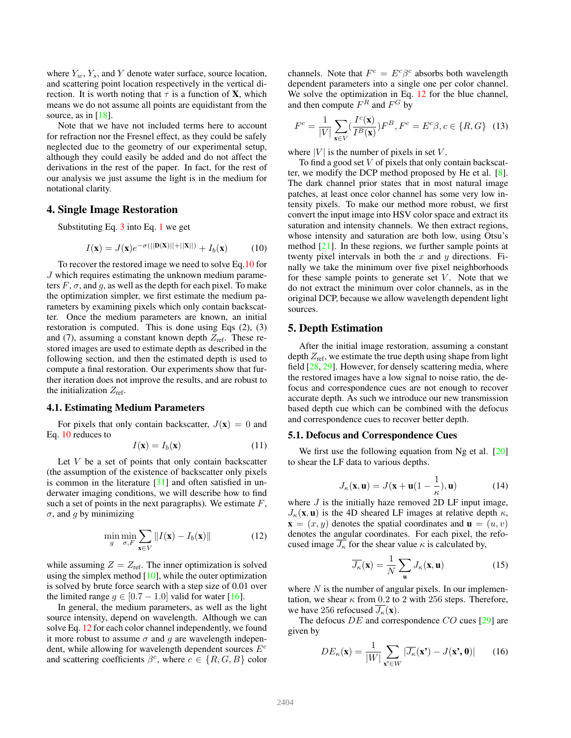where $Y_w$, $Y_s$, and $Y$ denote water surface, source location, and scattering point location respectively in the vertical direction. It is worth noting that $\tau$ is a function of $\mathbf{X}$, which means we do not assume all points are equidistant from the source, as in [18].

Note that we have not included terms here to account for refraction nor the Fresnel effect, as they could be safely neglected due to the geometry of our experimental setup, although they could easily be added and do not affect the derivations in the rest of the paper. In fact, for the rest of our analysis we just assume the light is in the medium for notational clarity.

## 4. Single Image Restoration

Substituting Eq. 3 into Eq. 1 we get

$$I(\mathbf{x}) = J(\mathbf{x})e^{-\sigma(||\mathbf{D}(\mathbf{X})||+||\mathbf{X}||)} + I_b(\mathbf{x}) \tag{10}$$

To recover the restored image we need to solve Eq.10 for $J$ which requires estimating the unknown medium parameters $F$, $\sigma$, and $g$, as well as the depth for each pixel. To make the optimization simpler, we first estimate the medium parameters by examining pixels which only contain backscatter. Once the medium parameters are known, an initial restoration is computed. This is done using Eqs (2), (3) and (7), assuming a constant known depth $Z_{\text{ref}}$. These restored images are used to estimate depth as described in the following section, and then the estimated depth is used to compute a final restoration. Our experiments show that further iteration does not improve the results, and are robust to the initialization $Z_{\text{ref}}$.

### 4.1. Estimating Medium Parameters

For pixels that only contain backscatter, $J(\mathbf{x}) = 0$ and Eq. 10 reduces to

$$I(\mathbf{x}) = I_b(\mathbf{x}) \tag{11}$$

Let $V$ be a set of points that only contain backscatter (the assumption of the existence of backscatter only pixels is common in the literature [31] and often satisfied in underwater imaging conditions, we will describe how to find such a set of points in the next paragraphs). We estimate $F$, $\sigma$, and $g$ by minimizing

$$\min_{g} \min_{\sigma, F} \sum_{\mathbf{x} \in V} \|I(\mathbf{x}) - I_b(\mathbf{x})\| \tag{12}$$

while assuming $Z = Z_{\text{ref}}$. The inner optimization is solved using the simplex method [10], while the outer optimization is solved by brute force search with a step size of 0.01 over the limited range $g \in [0.7 - 1.0]$ valid for water [16].

In general, the medium parameters, as well as the light source intensity, depend on wavelength. Although we can solve Eq. 12 for each color channel independently, we found it more robust to assume $\sigma$ and $g$ are wavelength independent, while allowing for wavelength dependent sources $E^c$ and scattering coefficients $\beta^c$, where $c \in \{R, G, B\}$ color channels. Note that $F^c = E^c \beta^c$ absorbs both wavelength dependent parameters into a single one per color channel. We solve the optimization in Eq. 12 for the blue channel, and then compute $F^R$ and $F^G$ by

$$F^c = \frac{1}{|V|} \sum_{\mathbf{x} \in V} (\frac{I^c(\mathbf{x})}{I^B(\mathbf{x})}) F^B, F^c = E^c \beta, c \in \{R, G\} \tag{13}$$

where $|V|$ is the number of pixels in set $V$.

To find a good set $V$ of pixels that only contain backscatter, we modify the DCP method proposed by He et al. [8]. The dark channel prior states that in most natural image patches, at least once color channel has some very low intensity pixels. To make our method more robust, we first convert the input image into HSV color space and extract its saturation and intensity channels. We then extract regions, whose intensity and saturation are both low, using Otsu's method [21]. In these regions, we further sample points at twenty pixel intervals in both the $x$ and $y$ directions. Finally we take the minimum over five pixel neighborhoods for these sample points to generate set $V$. Note that we do not extract the minimum over color channels, as in the original DCP, because we allow wavelength dependent light sources.

## 5. Depth Estimation

After the initial image restoration, assuming a constant depth $Z_{\text{ref}}$, we estimate the true depth using shape from light field [28, 29]. However, for densely scattering media, where the restored images have a low signal to noise ratio, the defocus and correspondence cues are not enough to recover accurate depth. As such we introduce our new transmission based depth cue which can be combined with the defocus and correspondence cues to recover better depth.

### 5.1. Defocus and Correspondence Cues

We first use the following equation from Ng et al. [20] to shear the LF data to various depths.

$$J_\kappa(\mathbf{x}, \mathbf{u}) = J(\mathbf{x} + \mathbf{u}(1 - \frac{1}{\kappa}), \mathbf{u}) \tag{14}$$

where $J$ is the initially haze removed 2D LF input image, $J_\kappa(\mathbf{x}, \mathbf{u})$ is the 4D sheared LF images at relative depth $\kappa$, $\mathbf{x} = (x, y)$ denotes the spatial coordinates and $\mathbf{u} = (u, v)$ denotes the angular coordinates. For each pixel, the refocused image $\overline{J_\kappa}$ for the shear value $\kappa$ is calculated by,

$$\overline{J_\kappa}(\mathbf{x}) = \frac{1}{N} \sum_{\mathbf{u}} J_\kappa(\mathbf{x}, \mathbf{u}) \tag{15}$$

where $N$ is the number of angular pixels. In our implementation, we shear $\kappa$ from 0.2 to 2 with 256 steps. Therefore, we have 256 refocused $\overline{J_\kappa}(\mathbf{x})$.

The defocus $DE$ and correspondence $CO$ cues [29] are given by

$$DE_\kappa(\mathbf{x}) = \frac{1}{|W|} \sum_{\mathbf{x'} \in W} |\overline{J_\kappa}(\mathbf{x'}) - J(\mathbf{x'}, \mathbf{0})| \tag{16}$$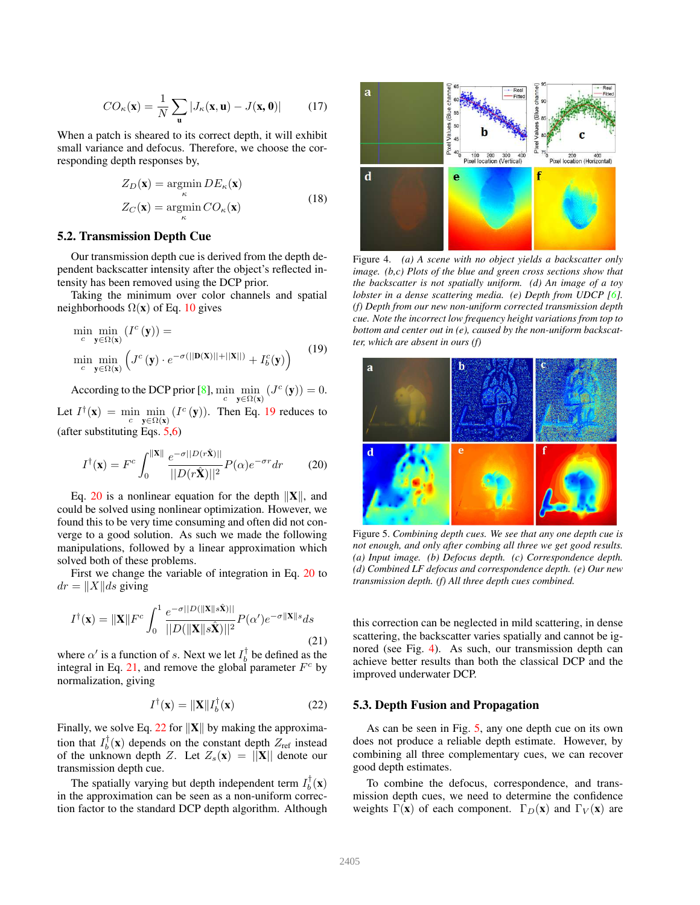$$CO_\kappa(\mathbf{x}) = \frac{1}{N}\sum_{\mathbf{u}} |J_\kappa(\mathbf{x},\mathbf{u}) - J(\mathbf{x},\mathbf{0})| \tag{17}$$

When a patch is sheared to its correct depth, it will exhibit small variance and defocus. Therefore, we choose the corresponding depth responses by,

$$\begin{aligned} Z_D(\mathbf{x}) &= \operatorname*{argmin}_{\kappa} DE_\kappa(\mathbf{x}) \\ Z_C(\mathbf{x}) &= \operatorname*{argmin}_{\kappa} CO_\kappa(\mathbf{x}) \end{aligned} \tag{18}$$

### 5.2. Transmission Depth Cue

Our transmission depth cue is derived from the depth dependent backscatter intensity after the object's reflected intensity has been removed using the DCP prior.

Taking the minimum over color channels and spatial neighborhoods $\Omega(\mathbf{x})$ of Eq. 10 gives

$$\begin{aligned} &\min_c \min_{\mathbf{y}\in\Omega(\mathbf{x})} (I^c(\mathbf{y})) = \\ &\min_c \min_{\mathbf{y}\in\Omega(\mathbf{x})} \left( J^c(\mathbf{y}) \cdot e^{-\sigma(||\mathbf{D}(\mathbf{X})||+||\mathbf{X}||)} + I_b^c(\mathbf{y}) \right) \end{aligned} \tag{19}$$

According to the DCP prior [8], $\min_c \min_{\mathbf{y}\in\Omega(\mathbf{x})} (J^c(\mathbf{y})) = 0$. Let $I^\dagger(\mathbf{x}) = \min_c \min_{\mathbf{y}\in\Omega(\mathbf{x})} (I^c(\mathbf{y}))$. Then Eq. 19 reduces to (after substituting Eqs. 5,6)

$$I^\dagger(\mathbf{x}) = F^c \int_0^{\|\mathbf{X}\|} \frac{e^{-\sigma||D(r\hat{\mathbf{X}})||}}{||D(r\hat{\mathbf{X}})||^2} P(\alpha) e^{-\sigma r} dr \tag{20}$$

Eq. 20 is a nonlinear equation for the depth $\|\mathbf{X}\|$, and could be solved using nonlinear optimization. However, we found this to be very time consuming and often did not converge to a good solution. As such we made the following manipulations, followed by a linear approximation which solved both of these problems.

First we change the variable of integration in Eq. 20 to $dr = \|X\|ds$ giving

$$I^\dagger(\mathbf{x}) = \|\mathbf{X}\| F^c \int_0^1 \frac{e^{-\sigma||D(\|\mathbf{X}\|s\hat{\mathbf{X}})||}}{||D(\|\mathbf{X}\|s\hat{\mathbf{X}})||^2} P(\alpha') e^{-\sigma\|\mathbf{X}\|s} ds \tag{21}$$

where $\alpha'$ is a function of $s$. Next we let $I_b^\dagger$ be defined as the integral in Eq. 21, and remove the global parameter $F^c$ by normalization, giving

$$I^\dagger(\mathbf{x}) = \|\mathbf{X}\| I_b^\dagger(\mathbf{x}) \tag{22}$$

Finally, we solve Eq. 22 for $\|\mathbf{X}\|$ by making the approximation that $I_b^\dagger(\mathbf{x})$ depends on the constant depth $Z_{\text{ref}}$ instead of the unknown depth $Z$. Let $Z_s(\mathbf{x}) = \|\mathbf{X}\|$ denote our transmission depth cue.

The spatially varying but depth independent term $I_b^\dagger(\mathbf{x})$ in the approximation can be seen as a non-uniform correction factor to the standard DCP depth algorithm. Although this correction can be neglected in mild scattering, in dense scattering, the backscatter varies spatially and cannot be ignored (see Fig. 4). As such, our transmission depth can achieve better results than both the classical DCP and the improved underwater DCP.

Figure 4. *(a) A scene with no object yields a backscatter only image. (b,c) Plots of the blue and green cross sections show that the backscatter is not spatially uniform. (d) An image of a toy lobster in a dense scattering media. (e) Depth from UDCP [6]. (f) Depth from our new non-uniform corrected transmission depth cue. Note the incorrect low frequency height variations from top to bottom and center out in (e), caused by the non-uniform backscatter, which are absent in ours (f)*

Figure 5. *Combining depth cues. We see that any one depth cue is not enough, and only after combining all three we get good results. (a) Input image. (b) Defocus depth. (c) Correspondence depth. (d) Combined LF defocus and correspondence depth. (e) Our new transmission depth. (f) All three depth cues combined.*

### 5.3. Depth Fusion and Propagation

As can be seen in Fig. 5, any one depth cue on its own does not produce a reliable depth estimate. However, by combining all three complementary cues, we can recover good depth estimates.

To combine the defocus, correspondence, and transmission depth cues, we need to determine the confidence weights $\Gamma(\mathbf{x})$ of each component. $\Gamma_D(\mathbf{x})$ and $\Gamma_V(\mathbf{x})$ are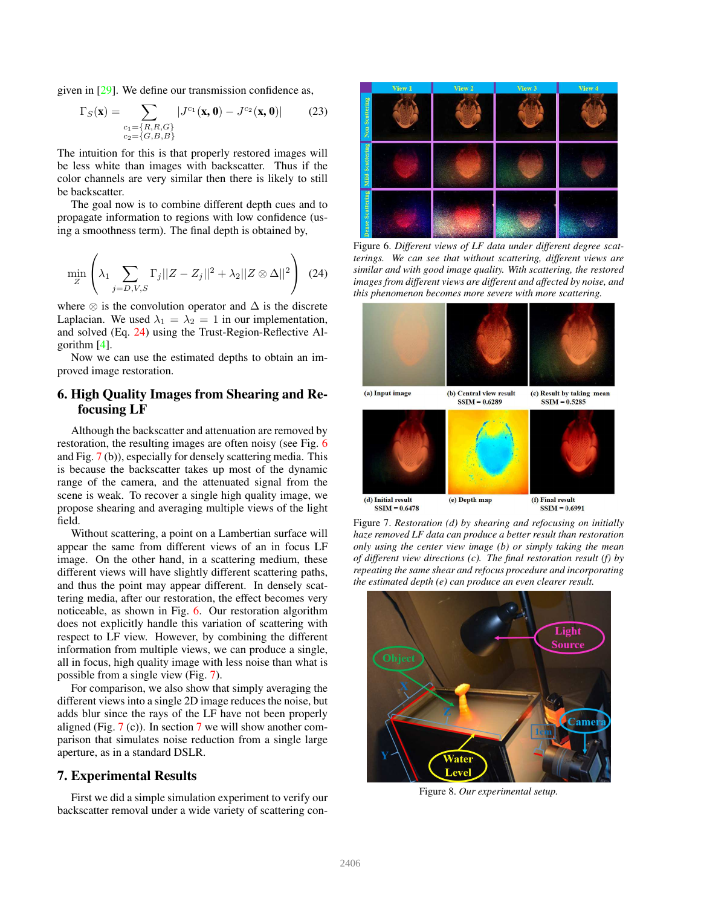given in [29]. We define our transmission confidence as,

$$\Gamma_S(\mathbf{x}) = \sum_{\substack{c_1=\{R,R,G\} \\ c_2=\{G,B,B\}}} |J^{c_1}(\mathbf{x}, \mathbf{0}) - J^{c_2}(\mathbf{x}, \mathbf{0})| \tag{23}$$

The intuition for this is that properly restored images will be less white than images with backscatter. Thus if the color channels are very similar then there is likely to still be backscatter.

The goal now is to combine different depth cues and to propagate information to regions with low confidence (using a smoothness term). The final depth is obtained by,

$$\min_Z \left( \lambda_1 \sum_{j=D,V,S} \Gamma_j ||Z - Z_j||^2 + \lambda_2 ||Z \otimes \Delta||^2 \right) \tag{24}$$

where $\otimes$ is the convolution operator and $\Delta$ is the discrete Laplacian. We used $\lambda_1 = \lambda_2 = 1$ in our implementation, and solved (Eq. 24) using the Trust-Region-Reflective Algorithm [4].

Now we can use the estimated depths to obtain an improved image restoration.

## 6. High Quality Images from Shearing and Refocusing LF

Although the backscatter and attenuation are removed by restoration, the resulting images are often noisy (see Fig. 6 and Fig. 7 (b)), especially for densely scattering media. This is because the backscatter takes up most of the dynamic range of the camera, and the attenuated signal from the scene is weak. To recover a single high quality image, we propose shearing and averaging multiple views of the light field.

Without scattering, a point on a Lambertian surface will appear the same from different views of an in focus LF image. On the other hand, in a scattering medium, these different views will have slightly different scattering paths, and thus the point may appear different. In densely scattering media, after our restoration, the effect becomes very noticeable, as shown in Fig. 6. Our restoration algorithm does not explicitly handle this variation of scattering with respect to LF view. However, by combining the different information from multiple views, we can produce a single, all in focus, high quality image with less noise than what is possible from a single view (Fig. 7).

For comparison, we also show that simply averaging the different views into a single 2D image reduces the noise, but adds blur since the rays of the LF have not been properly aligned (Fig. 7 (c)). In section 7 we will show another comparison that simulates noise reduction from a single large aperture, as in a standard DSLR.

## 7. Experimental Results

First we did a simple simulation experiment to verify our backscatter removal under a wide variety of scattering con-

Figure 6. *Different views of LF data under different degree scatterings. We can see that without scattering, different views are similar and with good image quality. With scattering, the restored images from different views are different and affected by noise, and this phenomenon becomes more severe with more scattering.*

(a) Input image (b) Central view result SSIM = 0.6289 (c) Result by taking mean SSIM = 0.5285 (d) Initial result SSIM = 0.6478 (e) Depth map (f) Final result SSIM = 0.6991

Figure 7. *Restoration (d) by shearing and refocusing on initially haze removed LF data can produce a better result than restoration only using the center view image (b) or simply taking the mean of different view directions (c). The final restoration result (f) by repeating the same shear and refocus procedure and incorporating the estimated depth (e) can produce an even clearer result.*

Figure 8. *Our experimental setup.*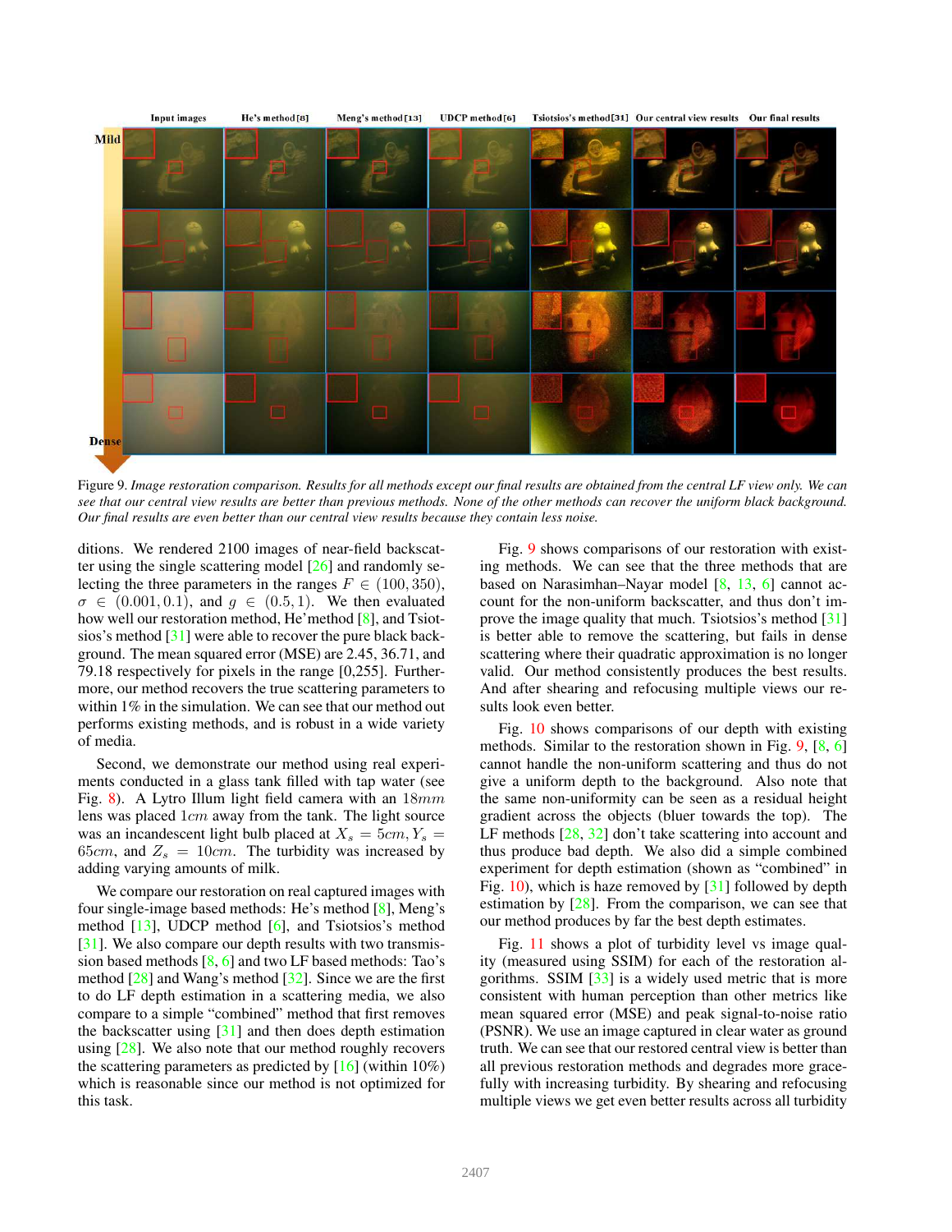Figure 9. *Image restoration comparison. Results for all methods except our final results are obtained from the central LF view only. We can see that our central view results are better than previous methods. None of the other methods can recover the uniform black background. Our final results are even better than our central view results because they contain less noise.*

ditions. We rendered 2100 images of near-field backscatter using the single scattering model [26] and randomly selecting the three parameters in the ranges $F \in (100, 350)$, $\sigma \in (0.001, 0.1)$, and $g \in (0.5, 1)$. We then evaluated how well our restoration method, He'method [8], and Tsiotsios's method [31] were able to recover the pure black background. The mean squared error (MSE) are 2.45, 36.71, and 79.18 respectively for pixels in the range [0,255]. Furthermore, our method recovers the true scattering parameters to within 1% in the simulation. We can see that our method out performs existing methods, and is robust in a wide variety of media.

Second, we demonstrate our method using real experiments conducted in a glass tank filled with tap water (see Fig. 8). A Lytro Illum light field camera with an $18mm$ lens was placed $1cm$ away from the tank. The light source was an incandescent light bulb placed at $X_s = 5cm, Y_s = 65cm$, and $Z_s = 10cm$. The turbidity was increased by adding varying amounts of milk.

We compare our restoration on real captured images with four single-image based methods: He's method [8], Meng's method [13], UDCP method [6], and Tsiotsios's method [31]. We also compare our depth results with two transmission based methods [8, 6] and two LF based methods: Tao's method [28] and Wang's method [32]. Since we are the first to do LF depth estimation in a scattering media, we also compare to a simple "combined" method that first removes the backscatter using [31] and then does depth estimation using [28]. We also note that our method roughly recovers the scattering parameters as predicted by [16] (within 10%) which is reasonable since our method is not optimized for this task.

Fig. 9 shows comparisons of our restoration with existing methods. We can see that the three methods that are based on Narasimhan–Nayar model [8, 13, 6] cannot account for the non-uniform backscatter, and thus don't improve the image quality that much. Tsiotsios's method [31] is better able to remove the scattering, but fails in dense scattering where their quadratic approximation is no longer valid. Our method consistently produces the best results. And after shearing and refocusing multiple views our results look even better.

Fig. 10 shows comparisons of our depth with existing methods. Similar to the restoration shown in Fig. 9, [8, 6] cannot handle the non-uniform scattering and thus do not give a uniform depth to the background. Also note that the same non-uniformity can be seen as a residual height gradient across the objects (bluer towards the top). The LF methods [28, 32] don't take scattering into account and thus produce bad depth. We also did a simple combined experiment for depth estimation (shown as "combined" in Fig. 10), which is haze removed by [31] followed by depth estimation by [28]. From the comparison, we can see that our method produces by far the best depth estimates.

Fig. 11 shows a plot of turbidity level vs image quality (measured using SSIM) for each of the restoration algorithms. SSIM [33] is a widely used metric that is more consistent with human perception than other metrics like mean squared error (MSE) and peak signal-to-noise ratio (PSNR). We use an image captured in clear water as ground truth. We can see that our restored central view is better than all previous restoration methods and degrades more gracefully with increasing turbidity. By shearing and refocusing multiple views we get even better results across all turbidity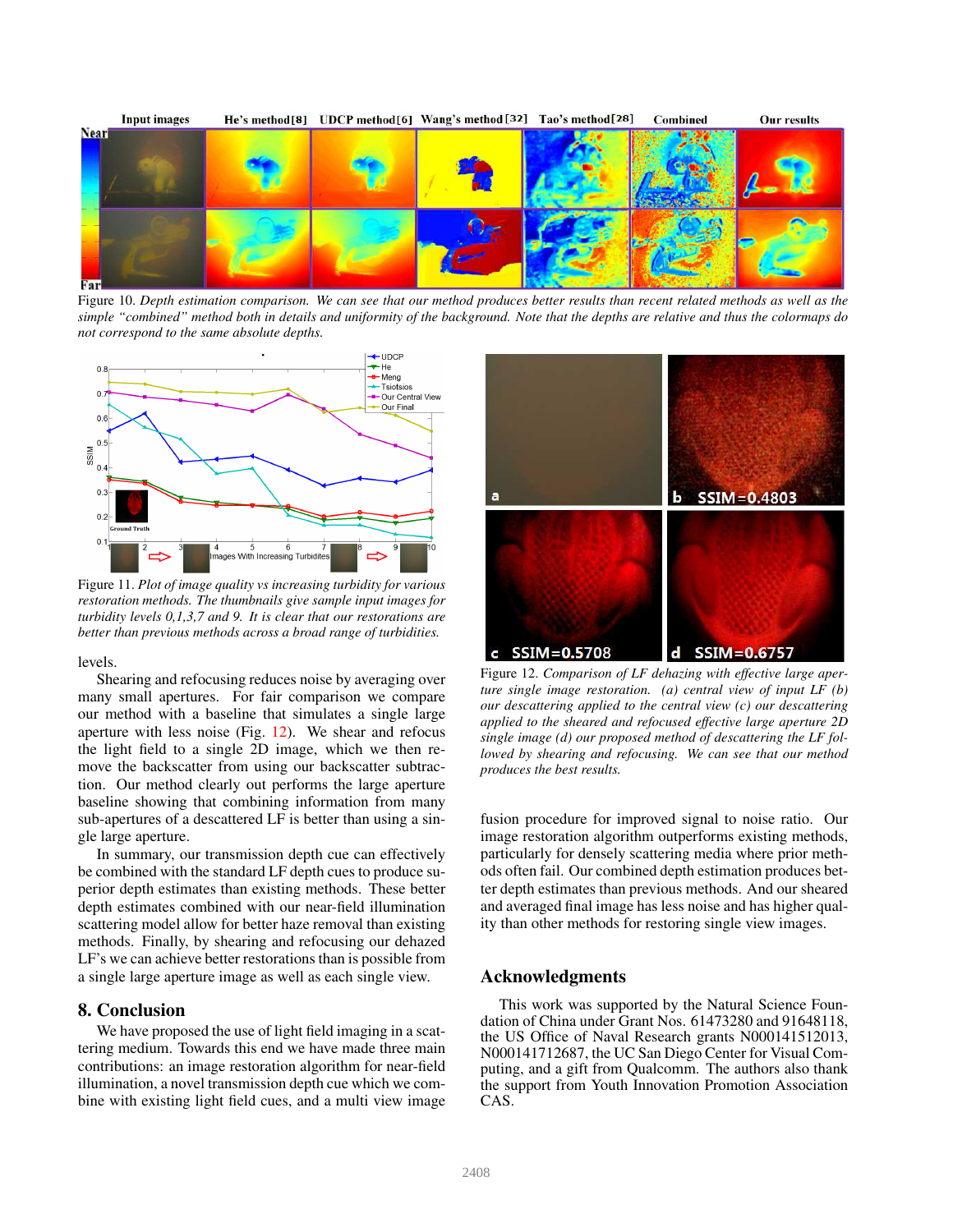Figure 10. *Depth estimation comparison. We can see that our method produces better results than recent related methods as well as the simple "combined" method both in details and uniformity of the background. Note that the depths are relative and thus the colormaps do not correspond to the same absolute depths.*

Figure 11. *Plot of image quality vs increasing turbidity for various restoration methods. The thumbnails give sample input images for turbidity levels 0,1,3,7 and 9. It is clear that our restorations are better than previous methods across a broad range of turbidities.*

Figure 12. *Comparison of LF dehazing with effective large aperture single image restoration. (a) central view of input LF (b) our descattering applied to the central view (c) our descattering applied to the sheared and refocused effective large aperture 2D single image (d) our proposed method of descattering the LF followed by shearing and refocusing. We can see that our method produces the best results.*

levels.

Shearing and refocusing reduces noise by averaging over many small apertures. For fair comparison we compare our method with a baseline that simulates a single large aperture with less noise (Fig. 12). We shear and refocus the light field to a single 2D image, which we then remove the backscatter from using our backscatter subtraction. Our method clearly out performs the large aperture baseline showing that combining information from many sub-apertures of a descattered LF is better than using a single large aperture.

In summary, our transmission depth cue can effectively be combined with the standard LF depth cues to produce superior depth estimates than existing methods. These better depth estimates combined with our near-field illumination scattering model allow for better haze removal than existing methods. Finally, by shearing and refocusing our dehazed LF's we can achieve better restorations than is possible from a single large aperture image as well as each single view.

## 8. Conclusion

We have proposed the use of light field imaging in a scattering medium. Towards this end we have made three main contributions: an image restoration algorithm for near-field illumination, a novel transmission depth cue which we combine with existing light field cues, and a multi view image fusion procedure for improved signal to noise ratio. Our image restoration algorithm outperforms existing methods, particularly for densely scattering media where prior methods often fail. Our combined depth estimation produces better depth estimates than previous methods. And our sheared and averaged final image has less noise and has higher quality than other methods for restoring single view images.

## Acknowledgments

This work was supported by the Natural Science Foundation of China under Grant Nos. 61473280 and 91648118, the US Office of Naval Research grants N000141512013, N000141712687, the UC San Diego Center for Visual Computing, and a gift from Qualcomm. The authors also thank the support from Youth Innovation Promotion Association CAS.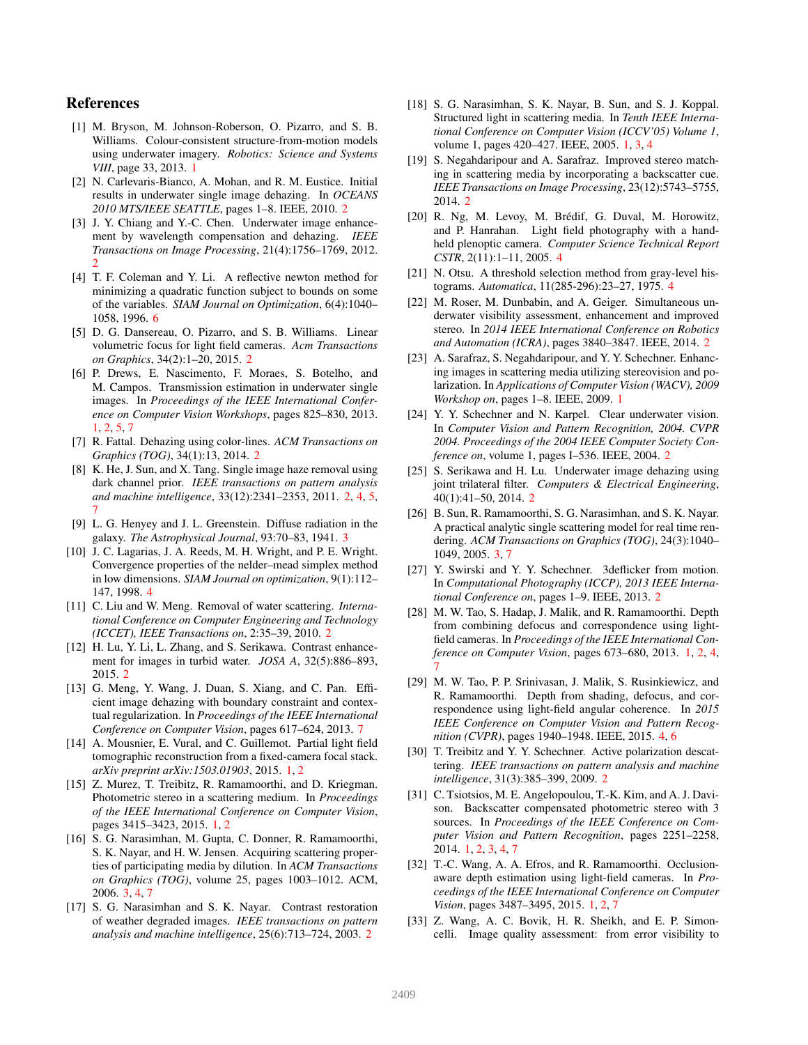## References

[1] M. Bryson, M. Johnson-Roberson, O. Pizarro, and S. B. Williams. Colour-consistent structure-from-motion models using underwater imagery. *Robotics: Science and Systems VIII*, page 33, 2013. 1

[2] N. Carlevaris-Bianco, A. Mohan, and R. M. Eustice. Initial results in underwater single image dehazing. In *OCEANS 2010 MTS/IEEE SEATTLE*, pages 1–8. IEEE, 2010. 2

[3] J. Y. Chiang and Y.-C. Chen. Underwater image enhancement by wavelength compensation and dehazing. *IEEE Transactions on Image Processing*, 21(4):1756–1769, 2012. 2

[4] T. F. Coleman and Y. Li. A reflective newton method for minimizing a quadratic function subject to bounds on some of the variables. *SIAM Journal on Optimization*, 6(4):1040–1058, 1996. 6

[5] D. G. Dansereau, O. Pizarro, and S. B. Williams. Linear volumetric focus for light field cameras. *Acm Transactions on Graphics*, 34(2):1–20, 2015. 2

[6] P. Drews, E. Nascimento, F. Moraes, S. Botelho, and M. Campos. Transmission estimation in underwater single images. In *Proceedings of the IEEE International Conference on Computer Vision Workshops*, pages 825–830, 2013. 1, 2, 5, 7

[7] R. Fattal. Dehazing using color-lines. *ACM Transactions on Graphics (TOG)*, 34(1):13, 2014. 2

[8] K. He, J. Sun, and X. Tang. Single image haze removal using dark channel prior. *IEEE transactions on pattern analysis and machine intelligence*, 33(12):2341–2353, 2011. 2, 4, 5, 7

[9] L. G. Henyey and J. L. Greenstein. Diffuse radiation in the galaxy. *The Astrophysical Journal*, 93:70–83, 1941. 3

[10] J. C. Lagarias, J. A. Reeds, M. H. Wright, and P. E. Wright. Convergence properties of the nelder–mead simplex method in low dimensions. *SIAM Journal on optimization*, 9(1):112–147, 1998. 4

[11] C. Liu and W. Meng. Removal of water scattering. *International Conference on Computer Engineering and Technology (ICCET), IEEE Transactions on*, 2:35–39, 2010. 2

[12] H. Lu, Y. Li, L. Zhang, and S. Serikawa. Contrast enhancement for images in turbid water. *JOSA A*, 32(5):886–893, 2015. 2

[13] G. Meng, Y. Wang, J. Duan, S. Xiang, and C. Pan. Efficient image dehazing with boundary constraint and contextual regularization. In *Proceedings of the IEEE International Conference on Computer Vision*, pages 617–624, 2013. 7

[14] A. Mousnier, E. Vural, and C. Guillemot. Partial light field tomographic reconstruction from a fixed-camera focal stack. *arXiv preprint arXiv:1503.01903*, 2015. 1, 2

[15] Z. Murez, T. Treibitz, R. Ramamoorthi, and D. Kriegman. Photometric stereo in a scattering medium. In *Proceedings of the IEEE International Conference on Computer Vision*, pages 3415–3423, 2015. 1, 2

[16] S. G. Narasimhan, M. Gupta, C. Donner, R. Ramamoorthi, S. K. Nayar, and H. W. Jensen. Acquiring scattering properties of participating media by dilution. In *ACM Transactions on Graphics (TOG)*, volume 25, pages 1003–1012. ACM, 2006. 3, 4, 7

[17] S. G. Narasimhan and S. K. Nayar. Contrast restoration of weather degraded images. *IEEE transactions on pattern analysis and machine intelligence*, 25(6):713–724, 2003. 2

[18] S. G. Narasimhan, S. K. Nayar, B. Sun, and S. J. Koppal. Structured light in scattering media. In *Tenth IEEE International Conference on Computer Vision (ICCV'05) Volume 1*, volume 1, pages 420–427. IEEE, 2005. 1, 3, 4

[19] S. Negahdaripour and A. Sarafraz. Improved stereo matching in scattering media by incorporating a backscatter cue. *IEEE Transactions on Image Processing*, 23(12):5743–5755, 2014. 2

[20] R. Ng, M. Levoy, M. Brédif, G. Duval, M. Horowitz, and P. Hanrahan. Light field photography with a handheld plenoptic camera. *Computer Science Technical Report CSTR*, 2(11):1–11, 2005. 4

[21] N. Otsu. A threshold selection method from gray-level histograms. *Automatica*, 11(285-296):23–27, 1975. 4

[22] M. Roser, M. Dunbabin, and A. Geiger. Simultaneous underwater visibility assessment, enhancement and improved stereo. In *2014 IEEE International Conference on Robotics and Automation (ICRA)*, pages 3840–3847. IEEE, 2014. 2

[23] A. Sarafraz, S. Negahdaripour, and Y. Y. Schechner. Enhancing images in scattering media utilizing stereovision and polarization. In *Applications of Computer Vision (WACV), 2009 Workshop on*, pages 1–8. IEEE, 2009. 1

[24] Y. Y. Schechner and N. Karpel. Clear underwater vision. In *Computer Vision and Pattern Recognition, 2004. CVPR 2004. Proceedings of the 2004 IEEE Computer Society Conference on*, volume 1, pages I–536. IEEE, 2004. 2

[25] S. Serikawa and H. Lu. Underwater image dehazing using joint trilateral filter. *Computers & Electrical Engineering*, 40(1):41–50, 2014. 2

[26] B. Sun, R. Ramamoorthi, S. G. Narasimhan, and S. K. Nayar. A practical analytic single scattering model for real time rendering. *ACM Transactions on Graphics (TOG)*, 24(3):1040–1049, 2005. 3, 7

[27] Y. Swirski and Y. Y. Schechner. 3deflicker from motion. In *Computational Photography (ICCP), 2013 IEEE International Conference on*, pages 1–9. IEEE, 2013. 2

[28] M. W. Tao, S. Hadap, J. Malik, and R. Ramamoorthi. Depth from combining defocus and correspondence using light-field cameras. In *Proceedings of the IEEE International Conference on Computer Vision*, pages 673–680, 2013. 1, 2, 4, 7

[29] M. W. Tao, P. P. Srinivasan, J. Malik, S. Rusinkiewicz, and R. Ramamoorthi. Depth from shading, defocus, and correspondence using light-field angular coherence. In *2015 IEEE Conference on Computer Vision and Pattern Recognition (CVPR)*, pages 1940–1948. IEEE, 2015. 4, 6

[30] T. Treibitz and Y. Y. Schechner. Active polarization descattering. *IEEE transactions on pattern analysis and machine intelligence*, 31(3):385–399, 2009. 2

[31] C. Tsiotsios, M. E. Angelopoulou, T.-K. Kim, and A. J. Davison. Backscatter compensated photometric stereo with 3 sources. In *Proceedings of the IEEE Conference on Computer Vision and Pattern Recognition*, pages 2251–2258, 2014. 1, 2, 3, 4, 7

[32] T.-C. Wang, A. A. Efros, and R. Ramamoorthi. Occlusion-aware depth estimation using light-field cameras. In *Proceedings of the IEEE International Conference on Computer Vision*, pages 3487–3495, 2015. 1, 2, 7

[33] Z. Wang, A. C. Bovik, H. R. Sheikh, and E. P. Simoncelli. Image quality assessment: from error visibility to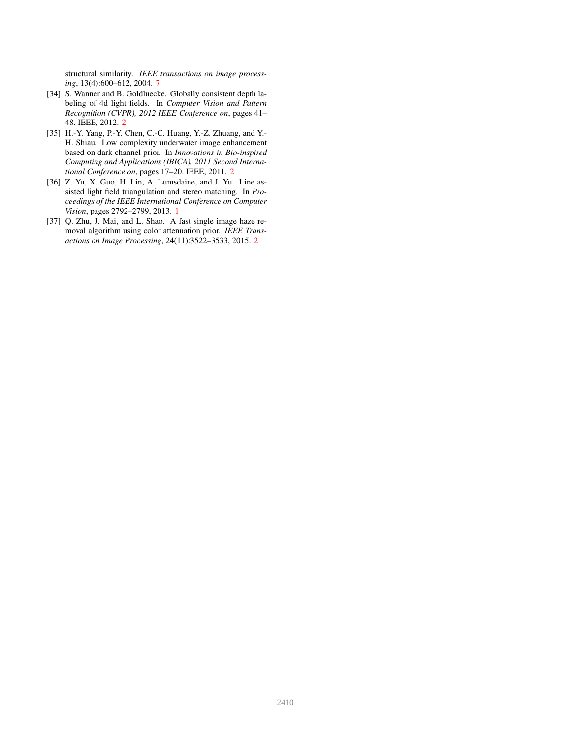structural similarity. *IEEE transactions on image processing*, 13(4):600–612, 2004. 7

[34] S. Wanner and B. Goldluecke. Globally consistent depth labeling of 4d light fields. In *Computer Vision and Pattern Recognition (CVPR), 2012 IEEE Conference on*, pages 41–48. IEEE, 2012. 2

[35] H.-Y. Yang, P.-Y. Chen, C.-C. Huang, Y.-Z. Zhuang, and Y.-H. Shiau. Low complexity underwater image enhancement based on dark channel prior. In *Innovations in Bio-inspired Computing and Applications (IBICA), 2011 Second International Conference on*, pages 17–20. IEEE, 2011. 2

[36] Z. Yu, X. Guo, H. Lin, A. Lumsdaine, and J. Yu. Line assisted light field triangulation and stereo matching. In *Proceedings of the IEEE International Conference on Computer Vision*, pages 2792–2799, 2013. 1

[37] Q. Zhu, J. Mai, and L. Shao. A fast single image haze removal algorithm using color attenuation prior. *IEEE Transactions on Image Processing*, 24(11):3522–3533, 2015. 2